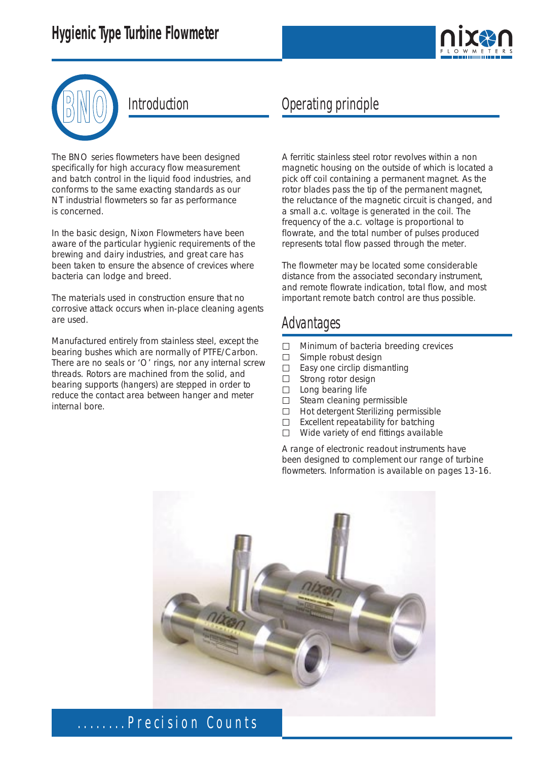# Hygienic Type Turbine Flowmeter

BNO

## Introduction

The BNO series flowmeters have been designed specifically for high accuracy flow measurement and batch control in the liquid food industries, and conforms to the same exacting standards as our NT industrial flowmeters so far as performance is concerned.

In the basic design, Nixon Flowmeters have been aware of the particular hygienic requirements of the brewing and dairy industries, and great care has been taken to ensure the absence of crevices where bacteria can lodge and breed.

The materials used in construction ensure that no corrosive attack occurs when in-place cleaning agents are used.

Manufactured entirely from stainless steel, except the bearing bushes which are normally of PTFE/Carbon. There are no seals or 'O' rings, nor any internal screw threads. Rotors are machined from the solid, and bearing supports (hangers) are stepped in order to reduce the contact area between hanger and meter internal bore.

## Operating principle

A ferritic stainless steel rotor revolves within a non magnetic housing on the outside of which is located a pick off coil containing a permanent magnet. As the rotor blades pass the tip of the permanent magnet, the reluctance of the magnetic circuit is changed, and a small a.c. voltage is generated in the coil. The frequency of the a.c. voltage is proportional to flowrate, and the total number of pulses produced represents total flow passed through the meter.

The flowmeter may be located some considerable distance from the associated secondary instrument, and remote flowrate indication, total flow, and most important remote batch control are thus possible.

## Advantages

- Minimum of bacteria breeding crevices
- Simple robust design
- Easy one circlip dismantling
- Strong rotor design
- Long bearing life
- Steam cleaning permissible
- Hot detergent Sterilizing permissible
- Excellent repeatability for batching
- Wide variety of end fittings available

A range of electronic readout instruments have been designed to complement our range of turbine flowmeters. Information is available on pages 13-16.

........Precision Counts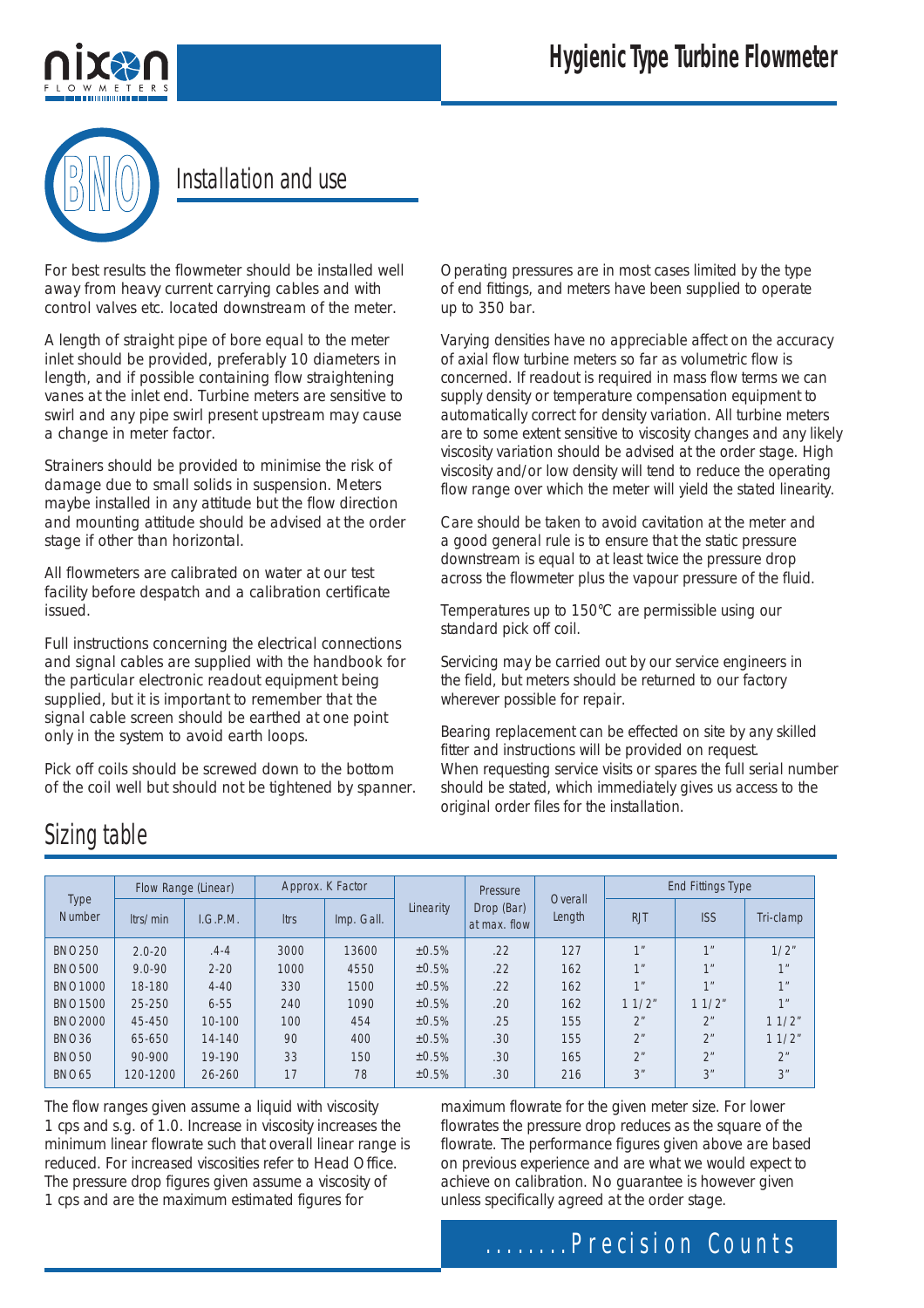## Installation and use

For best results the flowmeter should be installed well away from heavy current carrying cables and with control valves etc. located downstream of the meter.

A length of straight pipe of bore equal to the meter inlet should be provided, preferably 10 diameters in length, and if possible containing flow straightening vanes at the inlet end. Turbine meters are sensitive to swirl and any pipe swirl present upstream may cause a change in meter factor.

Strainers should be provided to minimise the risk of damage due to small solids in suspension. Meters maybe installed in any attitude but the flow direction and mounting attitude should be advised at the order stage if other than horizontal.

All flowmeters are calibrated on water at our test facility before despatch and a calibration certificate issued.

Full instructions concerning the electrical connections and signal cables are supplied with the handbook for the particular electronic readout equipment being supplied, but it is important to remember that the signal cable screen should be earthed at one point only in the system to avoid earth loops.

Pick off coils should be screwed down to the bottom of the coil well but should not be tightened by spanner.

Operating pressures are in most cases limited by the type of end fittings, and meters have been supplied to operate up to 350 bar.

Varying densities have no appreciable affect on the accuracy of axial flow turbine meters so far as volumetric flow is concerned. If readout is required in mass flow terms we can supply density or temperature compensation equipment to automatically correct for density variation. All turbine meters are to some extent sensitive to viscosity changes and any likely viscosity variation should be advised at the order stage. High viscosity and/or low density will tend to reduce the operating flow range over which the meter will yield the stated linearity.

Care should be taken to avoid cavitation at the meter and a good general rule is to ensure that the static pressure downstream is equal to at least twice the pressure drop across the flowmeter plus the vapour pressure of the fluid.

Temperatures up to 150°C are permissible using our standard pick off coil.

Servicing may be carried out by our service engineers in the field, but meters should be returned to our factory wherever possible for repair.

Bearing replacement can be effected on site by any skilled fitter and instructions will be provided on request.
When requesting service visits or spares the full serial number should be stated, which immediately gives us access to the original order files for the installation.

## Sizing table

| Type Number | Flow Range (Linear) | | Approx. K Factor | | Linearity | Pressure Drop (Bar) at max. flow | Overall Length | End Fittings Type | | |
|---|---|---|---|---|---|---|---|---|---|---|
| | ltrs/min | I.G.P.M. | ltrs | Imp. Gall. | | | | RJT | ISS | Tri-clamp |
| BNO250 | 2.0-20 | .4-4 | 3000 | 13600 | ±0.5% | .22 | 127 | 1" | 1" | 1/2" |
| BNO500 | 9.0-90 | 2-20 | 1000 | 4550 | ±0.5% | .22 | 162 | 1" | 1" | 1" |
| BNO1000 | 18-180 | 4-40 | 330 | 1500 | ±0.5% | .22 | 162 | 1" | 1" | 1" |
| BNO1500 | 25-250 | 6-55 | 240 | 1090 | ±0.5% | .20 | 162 | 1 1/2" | 1 1/2" | 1" |
| BNO2000 | 45-450 | 10-100 | 100 | 454 | ±0.5% | .25 | 155 | 2" | 2" | 1 1/2" |
| BNO36 | 65-650 | 14-140 | 90 | 400 | ±0.5% | .30 | 155 | 2" | 2" | 1 1/2" |
| BNO50 | 90-900 | 19-190 | 33 | 150 | ±0.5% | .30 | 165 | 2" | 2" | 2" |
| BNO65 | 120-1200 | 26-260 | 17 | 78 | ±0.5% | .30 | 216 | 3" | 3" | 3" |

The flow ranges given assume a liquid with viscosity 1 cps and s.g. of 1.0. Increase in viscosity increases the minimum linear flowrate such that overall linear range is reduced. For increased viscosities refer to Head Office. The pressure drop figures given assume a viscosity of 1 cps and are the maximum estimated figures for maximum flowrate for the given meter size. For lower flowrates the pressure drop reduces as the square of the flowrate. The performance figures given above are based on previous experience and are what we would expect to achieve on calibration. No guarantee is however given unless specifically agreed at the order stage.

........Precision Counts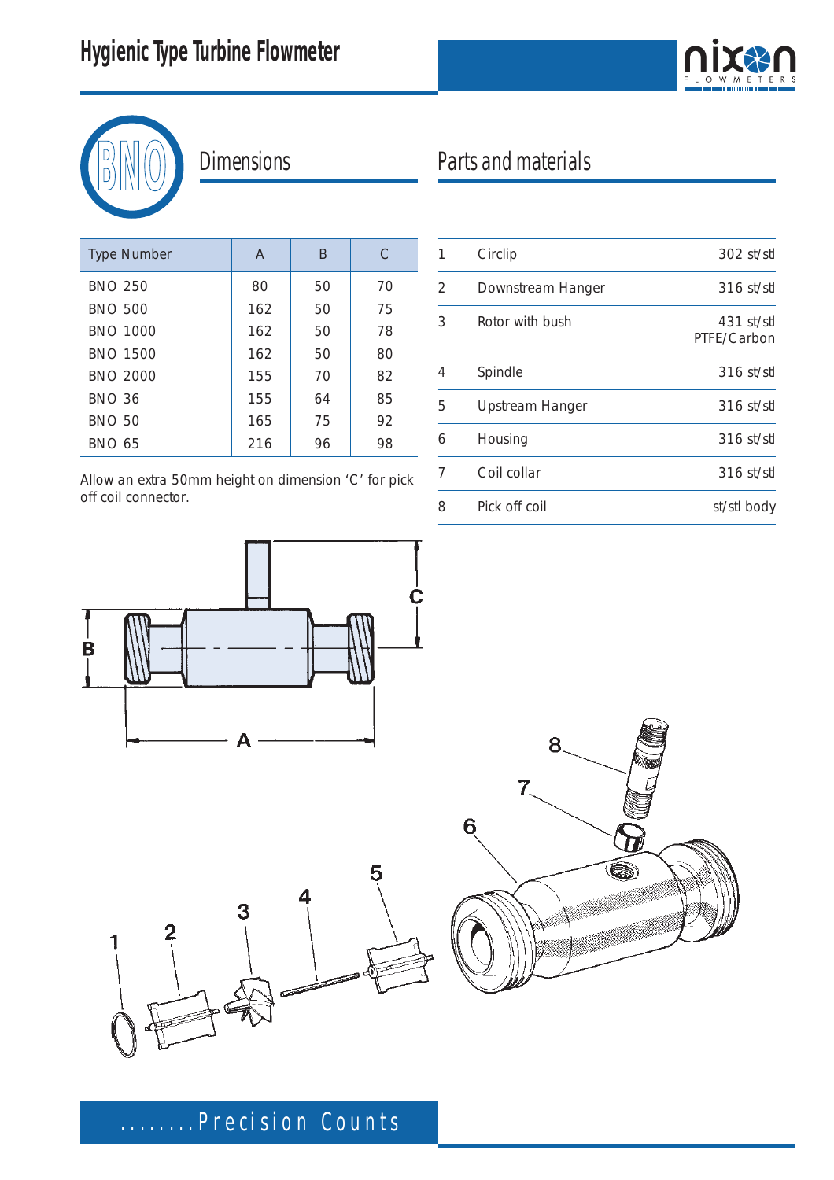# Hygienic Type Turbine Flowmeter

## BNO Dimensions

| Type Number | A | B | C |
|---|---|---|---|
| BNO 250 | 80 | 50 | 70 |
| BNO 500 | 162 | 50 | 75 |
| BNO 1000 | 162 | 50 | 78 |
| BNO 1500 | 162 | 50 | 80 |
| BNO 2000 | 155 | 70 | 82 |
| BNO 36 | 155 | 64 | 85 |
| BNO 50 | 165 | 75 | 92 |
| BNO 65 | 216 | 96 | 98 |

Allow an extra 50mm height on dimension ‘C’ for pick off coil connector.

## Parts and materials

| | | |
|---|---|---|
| 1 | Circlip | 302 st/stl |
| 2 | Downstream Hanger | 316 st/stl |
| 3 | Rotor with bush | 431 st/stl PTFE/Carbon |
| 4 | Spindle | 316 st/stl |
| 5 | Upstream Hanger | 316 st/stl |
| 6 | Housing | 316 st/stl |
| 7 | Coil collar | 316 st/stl |
| 8 | Pick off coil | st/stl body |

........Precision Counts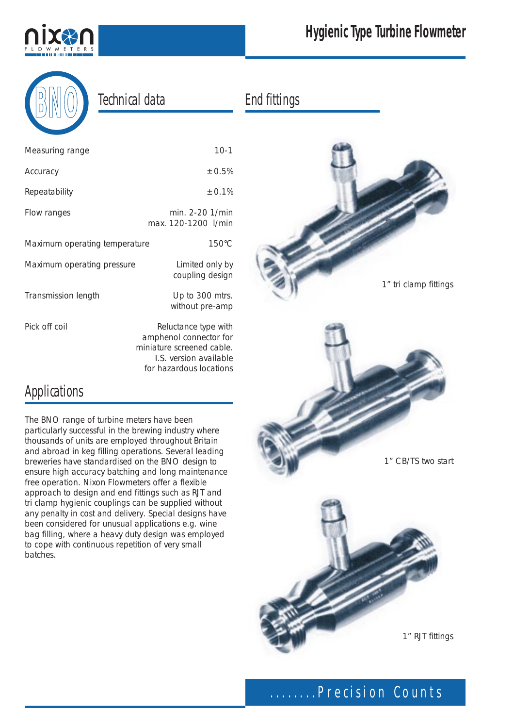# Hygienic Type Turbine Flowmeter

## BNO

## Technical data

| | |
|---|---|
| Measuring range | 10-1 |
| Accuracy | ± 0.5% |
| Repeatability | ± 0.1% |
| Flow ranges | min. 2-20 1/min<br>max. 120-1200 l/min |
| Maximum operating temperature | 150°C |
| Maximum operating pressure | Limited only by coupling design |
| Transmission length | Up to 300 mtrs. without pre-amp |
| Pick off coil | Reluctance type with amphenol connector for miniature screened cable. I.S. version available for hazardous locations |

## Applications

The BNO range of turbine meters have been particularly successful in the brewing industry where thousands of units are employed throughout Britain and abroad in keg filling operations. Several leading breweries have standardised on the BNO design to ensure high accuracy batching and long maintenance free operation. Nixon Flowmeters offer a flexible approach to design and end fittings such as RJT and tri clamp hygienic couplings can be supplied without any penalty in cost and delivery. Special designs have been considered for unusual applications e.g. wine bag filling, where a heavy duty design was employed to cope with continuous repetition of very small batches.

## End fittings

1" tri clamp fittings

1" CB/TS two start

1" RJT fittings

........Precision Counts